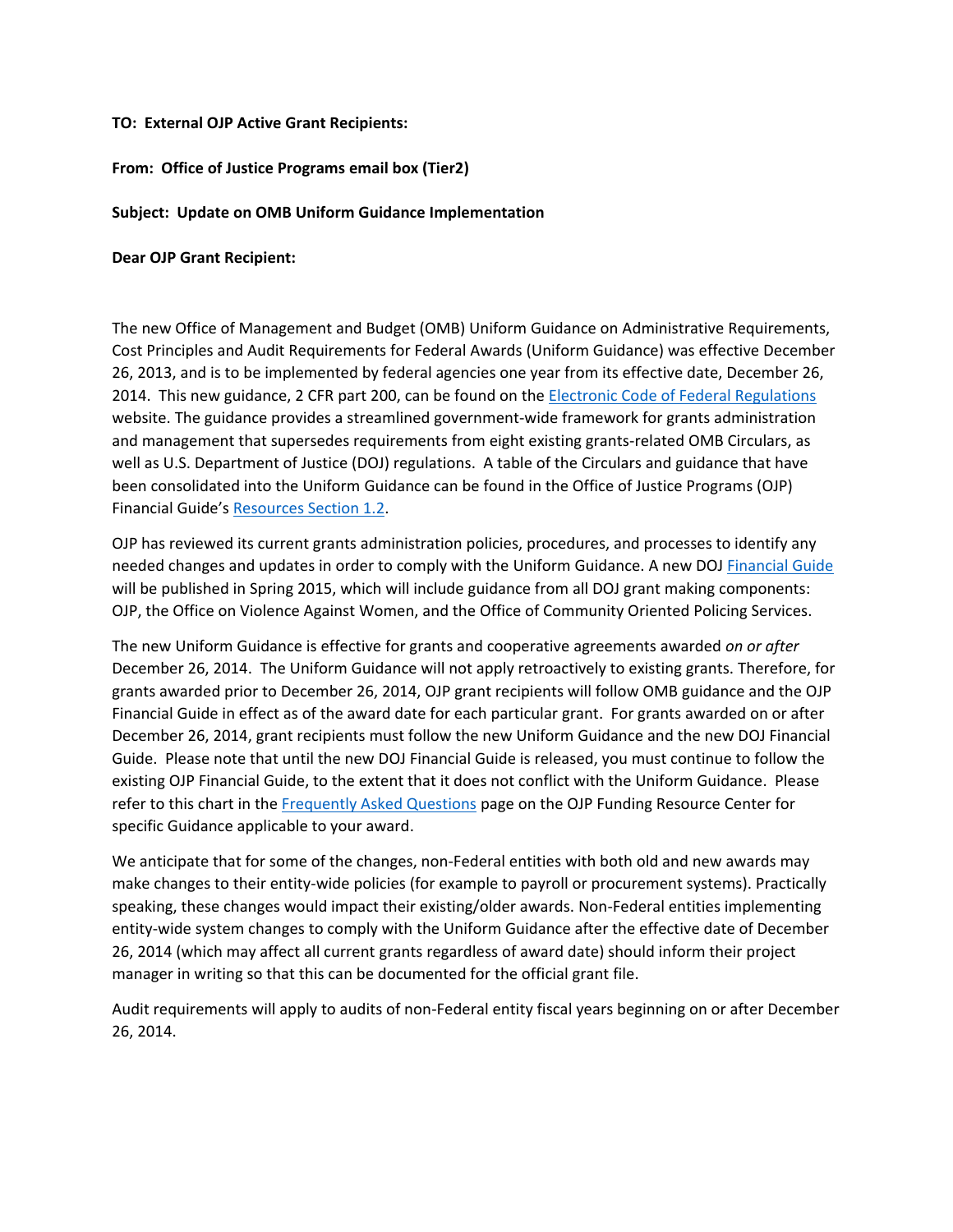**TO: External OJP Active Grant Recipients:**

**From: Office of Justice Programs email box (Tier2)**

**Subject: Update on OMB Uniform Guidance Implementation**

**Dear OJP Grant Recipient:**

The new Office of Management and Budget (OMB) Uniform Guidance on Administrative Requirements, Cost Principles and Audit Requirements for Federal Awards (Uniform Guidance) was effective December 26, 2013, and is to be implemented by federal agencies one year from its effective date, December 26, 2014. This new guidance, 2 CFR part 200, can be found on the Electronic Code of Federal Regulations website. The guidance provides a streamlined government-wide framework for grants administration and management that supersedes requirements from eight existing grants-related OMB Circulars, as well as U.S. Department of Justice (DOJ) regulations. A table of the Circulars and guidance that have been consolidated into the Uniform Guidance can be found in the Office of Justice Programs (OJP) Financial Guide's Resources Section 1.2.

OJP has reviewed its current grants administration policies, procedures, and processes to identify any needed changes and updates in order to comply with the Uniform Guidance. A new DOJ Financial Guide will be published in Spring 2015, which will include guidance from all DOJ grant making components: OJP, the Office on Violence Against Women, and the Office of Community Oriented Policing Services.

The new Uniform Guidance is effective for grants and cooperative agreements awarded *on or after* December 26, 2014. The Uniform Guidance will not apply retroactively to existing grants. Therefore, for grants awarded prior to December 26, 2014, OJP grant recipients will follow OMB guidance and the OJP Financial Guide in effect as of the award date for each particular grant. For grants awarded on or after December 26, 2014, grant recipients must follow the new Uniform Guidance and the new DOJ Financial Guide. Please note that until the new DOJ Financial Guide is released, you must continue to follow the existing OJP Financial Guide, to the extent that it does not conflict with the Uniform Guidance. Please refer to this chart in the Frequently Asked Questions page on the OJP Funding Resource Center for specific Guidance applicable to your award.

We anticipate that for some of the changes, non-Federal entities with both old and new awards may make changes to their entity-wide policies (for example to payroll or procurement systems). Practically speaking, these changes would impact their existing/older awards. Non-Federal entities implementing entity-wide system changes to comply with the Uniform Guidance after the effective date of December 26, 2014 (which may affect all current grants regardless of award date) should inform their project manager in writing so that this can be documented for the official grant file.

Audit requirements will apply to audits of non-Federal entity fiscal years beginning on or after December 26, 2014.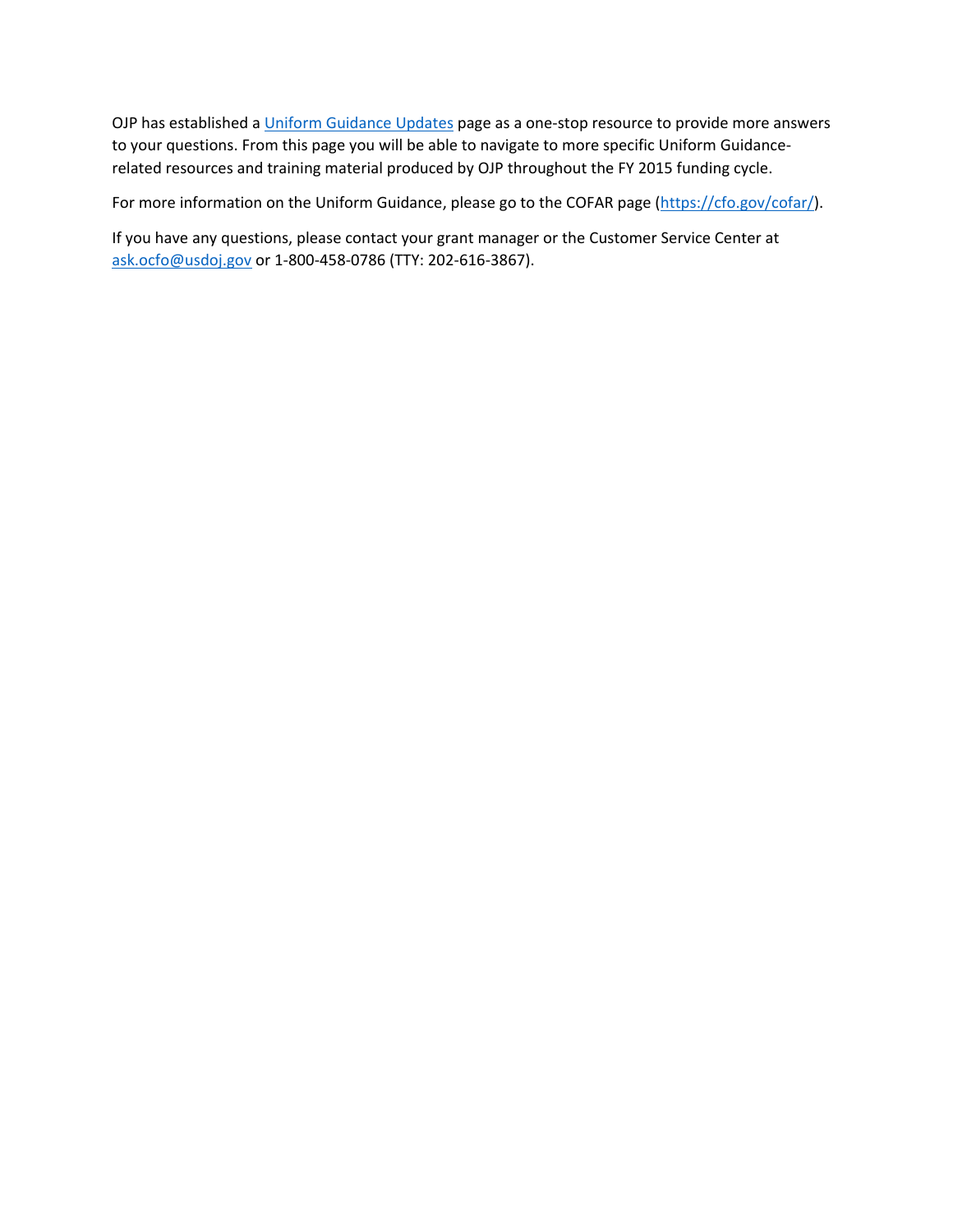OJP has established a Uniform Guidance Updates page as a one-stop resource to provide more answers to your questions. From this page you will be able to navigate to more specific Uniform Guidance-related resources and training material produced by OJP throughout the FY 2015 funding cycle.

For more information on the Uniform Guidance, please go to the COFAR page (https://cfo.gov/cofar/).

If you have any questions, please contact your grant manager or the Customer Service Center at ask.ocfo@usdoj.gov or 1-800-458-0786 (TTY: 202-616-3867).